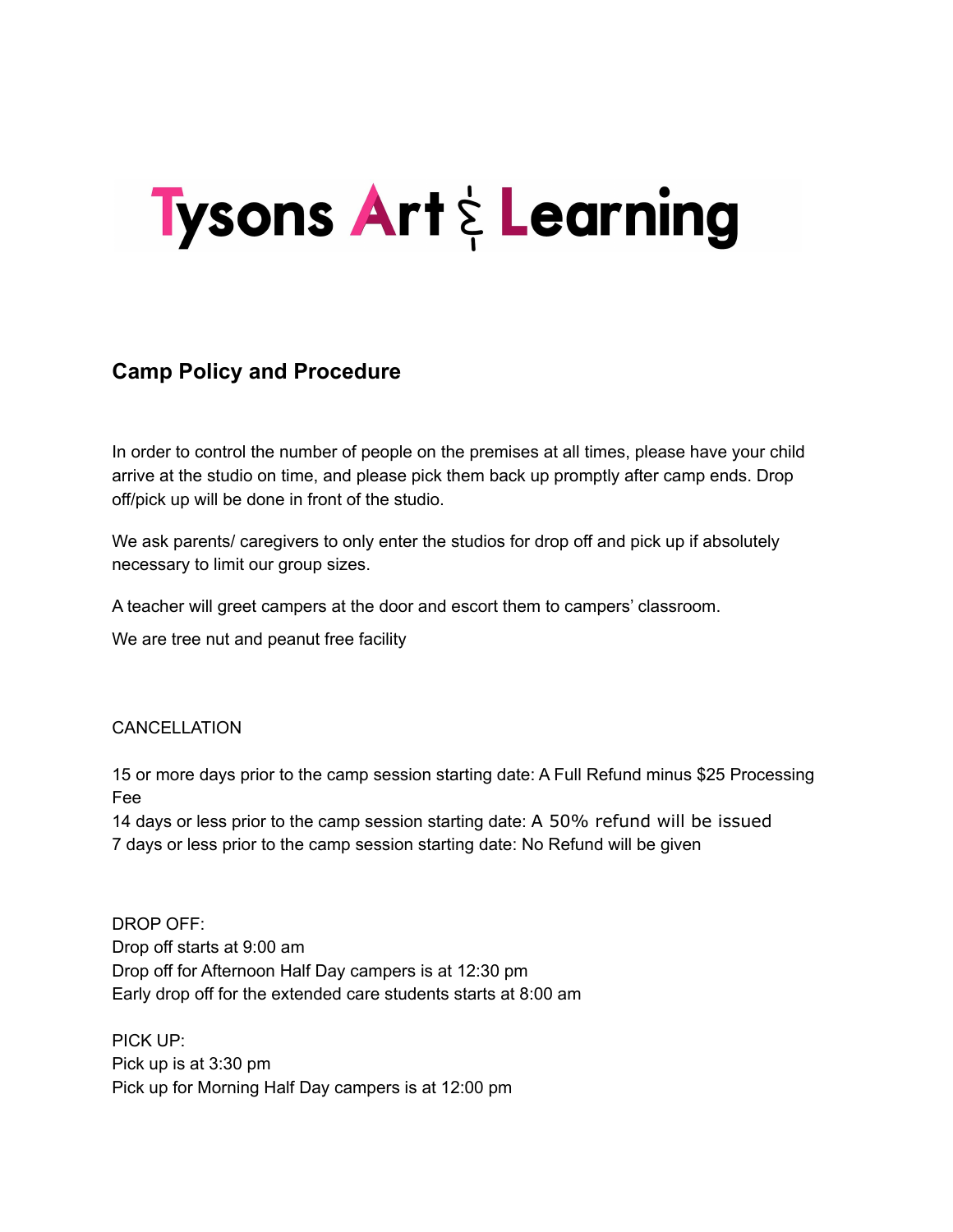# Tysons Art & Learning

## Camp Policy and Procedure

In order to control the number of people on the premises at all times, please have your child arrive at the studio on time, and please pick them back up promptly after camp ends. Drop off/pick up will be done in front of the studio.

We ask parents/ caregivers to only enter the studios for drop off and pick up if absolutely necessary to limit our group sizes.

A teacher will greet campers at the door and escort them to campers' classroom.

We are tree nut and peanut free facility

CANCELLATION

15 or more days prior to the camp session starting date: A Full Refund minus $25 Processing Fee
14 days or less prior to the camp session starting date: A 50% refund will be issued
7 days or less prior to the camp session starting date: No Refund will be given

DROP OFF:
Drop off starts at 9:00 am
Drop off for Afternoon Half Day campers is at 12:30 pm
Early drop off for the extended care students starts at 8:00 am

PICK UP:
Pick up is at 3:30 pm
Pick up for Morning Half Day campers is at 12:00 pm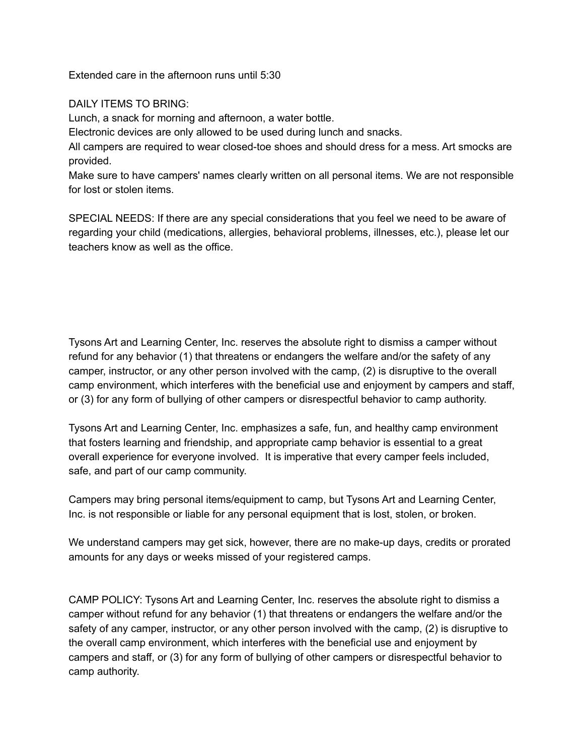Extended care in the afternoon runs until 5:30

DAILY ITEMS TO BRING:
Lunch, a snack for morning and afternoon, a water bottle.
Electronic devices are only allowed to be used during lunch and snacks.
All campers are required to wear closed-toe shoes and should dress for a mess. Art smocks are provided.
Make sure to have campers' names clearly written on all personal items. We are not responsible for lost or stolen items.

SPECIAL NEEDS: If there are any special considerations that you feel we need to be aware of regarding your child (medications, allergies, behavioral problems, illnesses, etc.), please let our teachers know as well as the office.

Tysons Art and Learning Center, Inc. reserves the absolute right to dismiss a camper without refund for any behavior (1) that threatens or endangers the welfare and/or the safety of any camper, instructor, or any other person involved with the camp, (2) is disruptive to the overall camp environment, which interferes with the beneficial use and enjoyment by campers and staff, or (3) for any form of bullying of other campers or disrespectful behavior to camp authority.

Tysons Art and Learning Center, Inc. emphasizes a safe, fun, and healthy camp environment that fosters learning and friendship, and appropriate camp behavior is essential to a great overall experience for everyone involved. It is imperative that every camper feels included, safe, and part of our camp community.

Campers may bring personal items/equipment to camp, but Tysons Art and Learning Center, Inc. is not responsible or liable for any personal equipment that is lost, stolen, or broken.

We understand campers may get sick, however, there are no make-up days, credits or prorated amounts for any days or weeks missed of your registered camps.

CAMP POLICY: Tysons Art and Learning Center, Inc. reserves the absolute right to dismiss a camper without refund for any behavior (1) that threatens or endangers the welfare and/or the safety of any camper, instructor, or any other person involved with the camp, (2) is disruptive to the overall camp environment, which interferes with the beneficial use and enjoyment by campers and staff, or (3) for any form of bullying of other campers or disrespectful behavior to camp authority.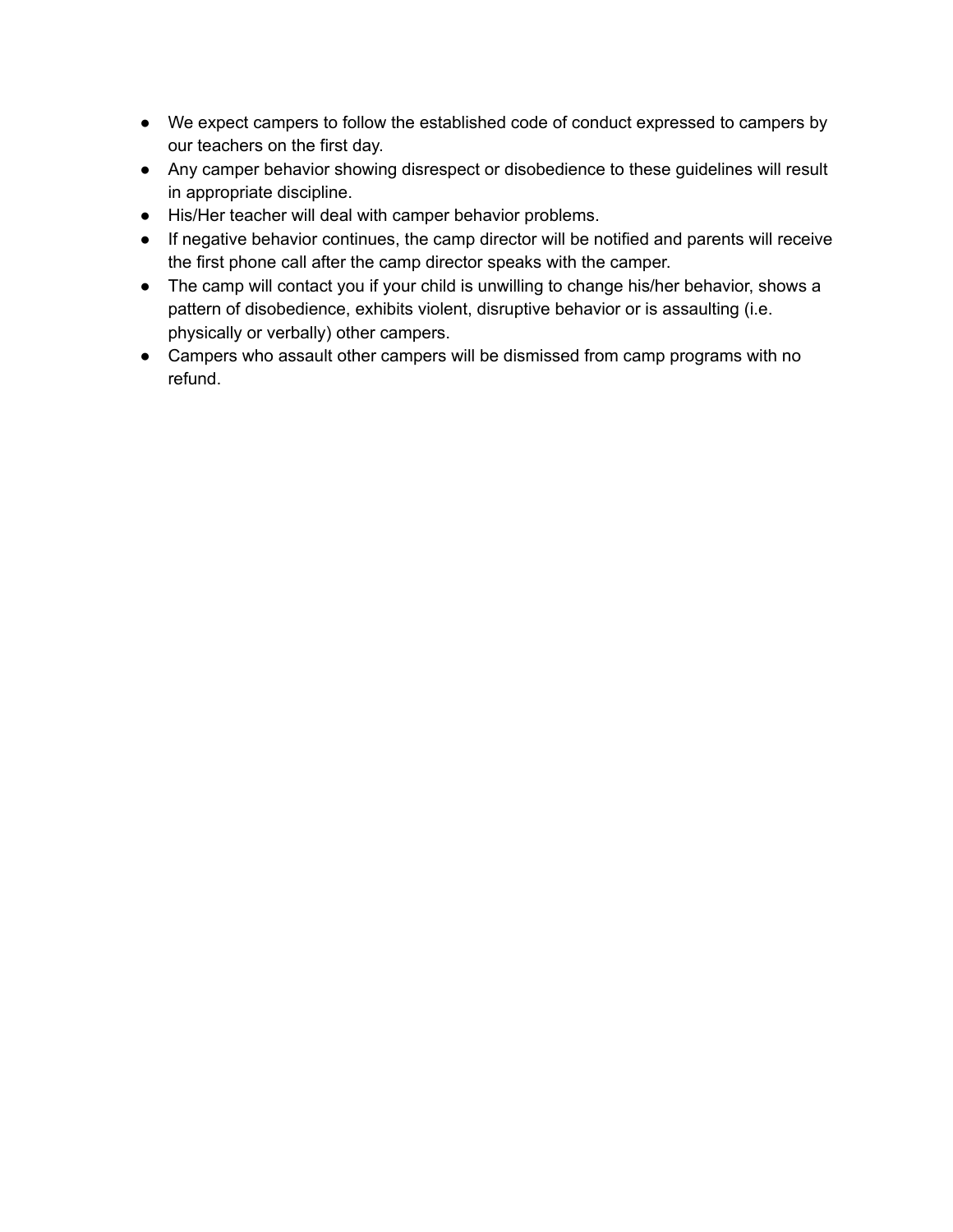- We expect campers to follow the established code of conduct expressed to campers by our teachers on the first day.
- Any camper behavior showing disrespect or disobedience to these guidelines will result in appropriate discipline.
- His/Her teacher will deal with camper behavior problems.
- If negative behavior continues, the camp director will be notified and parents will receive the first phone call after the camp director speaks with the camper.
- The camp will contact you if your child is unwilling to change his/her behavior, shows a pattern of disobedience, exhibits violent, disruptive behavior or is assaulting (i.e. physically or verbally) other campers.
- Campers who assault other campers will be dismissed from camp programs with no refund.